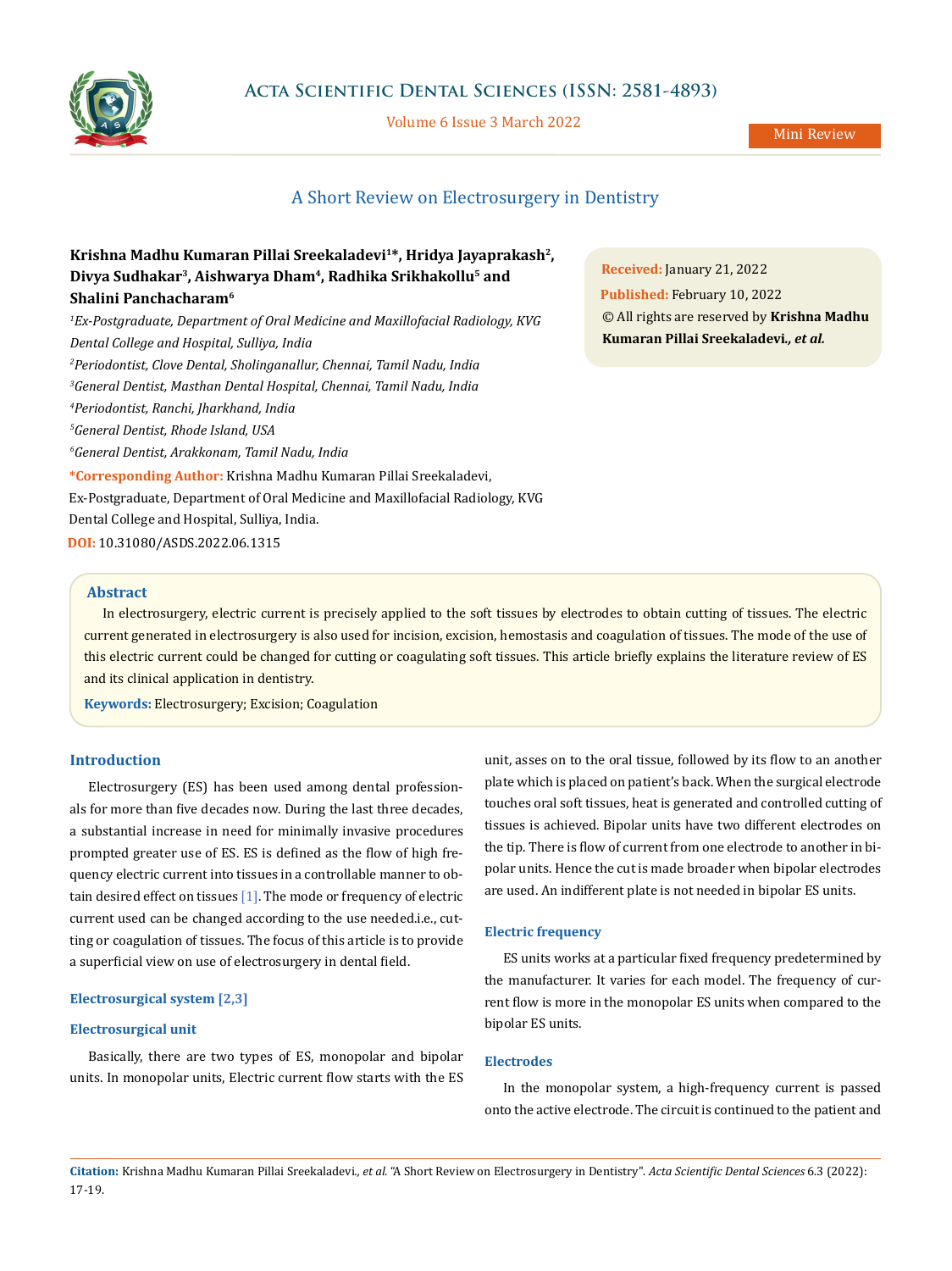# A Short Review on Electrosurgery in Dentistry

**Krishna Madhu Kumaran Pillai Sreekaladevi[1]*, Hridya Jayaprakash[2], Divya Sudhakar[3], Aishwarya Dham[4], Radhika Srikhakollu[5] and Shalini Panchacharam[6]**

*[1]Ex-Postgraduate, Department of Oral Medicine and Maxillofacial Radiology, KVG Dental College and Hospital, Sulliya, India*

*[2]Periodontist, Clove Dental, Sholinganallur, Chennai, Tamil Nadu, India*

*[3]General Dentist, Masthan Dental Hospital, Chennai, Tamil Nadu, India*

*[4]Periodontist, Ranchi, Jharkhand, India*

*[5]General Dentist, Rhode Island, USA*

*[6]General Dentist, Arakkonam, Tamil Nadu, India*

**\*Corresponding Author:** Krishna Madhu Kumaran Pillai Sreekaladevi, Ex-Postgraduate, Department of Oral Medicine and Maxillofacial Radiology, KVG Dental College and Hospital, Sulliya, India.

**DOI:** 10.31080/ASDS.2022.06.1315

**Received:** January 21, 2022

**Published:** February 10, 2022

© All rights are reserved by **Krishna Madhu Kumaran Pillai Sreekaladevi., *et al.***

## Abstract

In electrosurgery, electric current is precisely applied to the soft tissues by electrodes to obtain cutting of tissues. The electric current generated in electrosurgery is also used for incision, excision, hemostasis and coagulation of tissues. The mode of the use of this electric current could be changed for cutting or coagulating soft tissues. This article briefly explains the literature review of ES and its clinical application in dentistry.

**Keywords:** Electrosurgery; Excision; Coagulation

## Introduction

Electrosurgery (ES) has been used among dental professionals for more than five decades now. During the last three decades, a substantial increase in need for minimally invasive procedures prompted greater use of ES. ES is defined as the flow of high frequency electric current into tissues in a controllable manner to obtain desired effect on tissues [1]. The mode or frequency of electric current used can be changed according to the use needed.i.e., cutting or coagulation of tissues. The focus of this article is to provide a superficial view on use of electrosurgery in dental field.

## Electrosurgical system [2,3]

### Electrosurgical unit

Basically, there are two types of ES, monopolar and bipolar units. In monopolar units, Electric current flow starts with the ES unit, asses on to the oral tissue, followed by its flow to an another plate which is placed on patient's back. When the surgical electrode touches oral soft tissues, heat is generated and controlled cutting of tissues is achieved. Bipolar units have two different electrodes on the tip. There is flow of current from one electrode to another in bipolar units. Hence the cut is made broader when bipolar electrodes are used. An indifferent plate is not needed in bipolar ES units.

### Electric frequency

ES units works at a particular fixed frequency predetermined by the manufacturer. It varies for each model. The frequency of current flow is more in the monopolar ES units when compared to the bipolar ES units.

### Electrodes

In the monopolar system, a high-frequency current is passed onto the active electrode. The circuit is continued to the patient and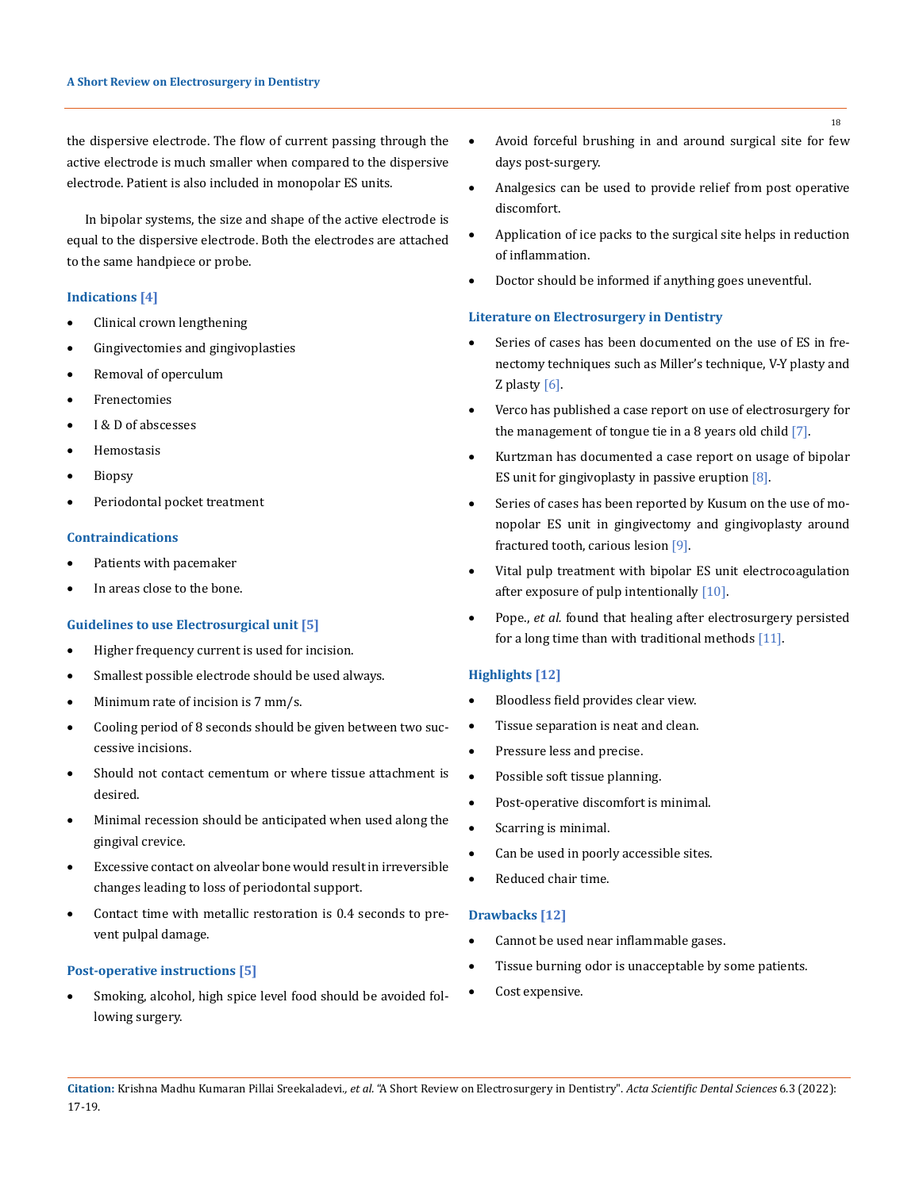the dispersive electrode. The flow of current passing through the active electrode is much smaller when compared to the dispersive electrode. Patient is also included in monopolar ES units.

In bipolar systems, the size and shape of the active electrode is equal to the dispersive electrode. Both the electrodes are attached to the same handpiece or probe.

### Indications [4]

- Clinical crown lengthening
- Gingivectomies and gingivoplasties
- Removal of operculum
- Frenectomies
- I & D of abscesses
- Hemostasis
- Biopsy
- Periodontal pocket treatment

### Contraindications

- Patients with pacemaker
- In areas close to the bone.

### Guidelines to use Electrosurgical unit [5]

- Higher frequency current is used for incision.
- Smallest possible electrode should be used always.
- Minimum rate of incision is 7 mm/s.
- Cooling period of 8 seconds should be given between two successive incisions.
- Should not contact cementum or where tissue attachment is desired.
- Minimal recession should be anticipated when used along the gingival crevice.
- Excessive contact on alveolar bone would result in irreversible changes leading to loss of periodontal support.
- Contact time with metallic restoration is 0.4 seconds to prevent pulpal damage.

### Post-operative instructions [5]

- Smoking, alcohol, high spice level food should be avoided following surgery.
- Avoid forceful brushing in and around surgical site for few days post-surgery.
- Analgesics can be used to provide relief from post operative discomfort.
- Application of ice packs to the surgical site helps in reduction of inflammation.
- Doctor should be informed if anything goes uneventful.

### Literature on Electrosurgery in Dentistry

- Series of cases has been documented on the use of ES in frenectomy techniques such as Miller's technique, V-Y plasty and Z plasty [6].
- Verco has published a case report on use of electrosurgery for the management of tongue tie in a 8 years old child [7].
- Kurtzman has documented a case report on usage of bipolar ES unit for gingivoplasty in passive eruption [8].
- Series of cases has been reported by Kusum on the use of monopolar ES unit in gingivectomy and gingivoplasty around fractured tooth, carious lesion [9].
- Vital pulp treatment with bipolar ES unit electrocoagulation after exposure of pulp intentionally [10].
- Pope., *et al.* found that healing after electrosurgery persisted for a long time than with traditional methods [11].

### Highlights [12]

- Bloodless field provides clear view.
- Tissue separation is neat and clean.
- Pressure less and precise.
- Possible soft tissue planning.
- Post-operative discomfort is minimal.
- Scarring is minimal.
- Can be used in poorly accessible sites.
- Reduced chair time.

### Drawbacks [12]

- Cannot be used near inflammable gases.
- Tissue burning odor is unacceptable by some patients.
- Cost expensive.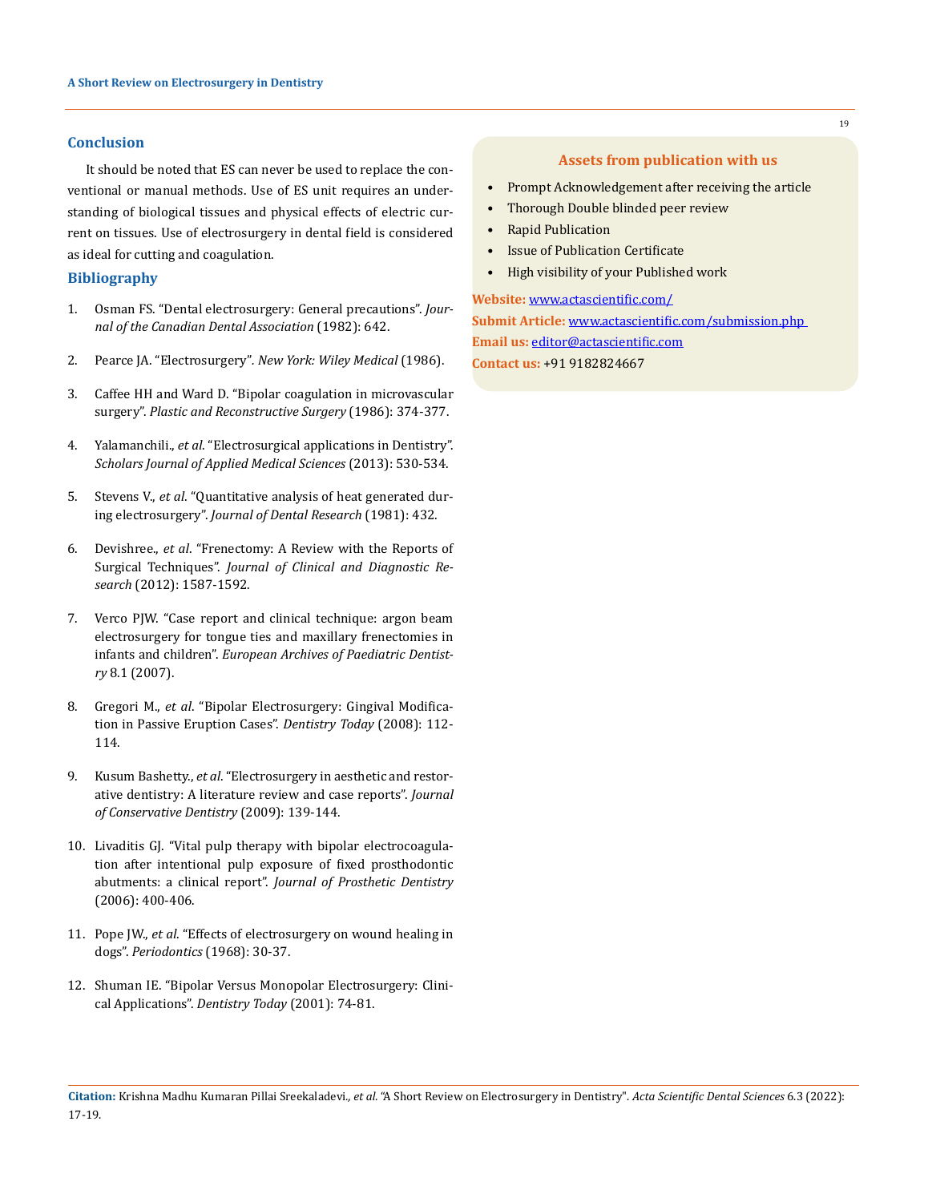## Conclusion

It should be noted that ES can never be used to replace the conventional or manual methods. Use of ES unit requires an understanding of biological tissues and physical effects of electric current on tissues. Use of electrosurgery in dental field is considered as ideal for cutting and coagulation.

## Bibliography

1. Osman FS. "Dental electrosurgery: General precautions". *Journal of the Canadian Dental Association* (1982): 642.
2. Pearce JA. "Electrosurgery". *New York: Wiley Medical* (1986).
3. Caffee HH and Ward D. "Bipolar coagulation in microvascular surgery". *Plastic and Reconstructive Surgery* (1986): 374-377.
4. Yalamanchili., *et al*. "Electrosurgical applications in Dentistry". *Scholars Journal of Applied Medical Sciences* (2013): 530-534.
5. Stevens V., *et al*. "Quantitative analysis of heat generated during electrosurgery". *Journal of Dental Research* (1981): 432.
6. Devishree., *et al*. "Frenectomy: A Review with the Reports of Surgical Techniques". *Journal of Clinical and Diagnostic Research* (2012): 1587-1592.
7. Verco PJW. "Case report and clinical technique: argon beam electrosurgery for tongue ties and maxillary frenectomies in infants and children". *European Archives of Paediatric Dentistry* 8.1 (2007).
8. Gregori M., *et al*. "Bipolar Electrosurgery: Gingival Modification in Passive Eruption Cases". *Dentistry Today* (2008): 112-114.
9. Kusum Bashetty., *et al*. "Electrosurgery in aesthetic and restorative dentistry: A literature review and case reports". *Journal of Conservative Dentistry* (2009): 139-144.
10. Livaditis GJ. "Vital pulp therapy with bipolar electrocoagulation after intentional pulp exposure of fixed prosthodontic abutments: a clinical report". *Journal of Prosthetic Dentistry* (2006): 400-406.
11. Pope JW., *et al*. "Effects of electrosurgery on wound healing in dogs". *Periodontics* (1968): 30-37.
12. Shuman IE. "Bipolar Versus Monopolar Electrosurgery: Clinical Applications". *Dentistry Today* (2001): 74-81.

**Assets from publication with us**

- Prompt Acknowledgement after receiving the article
- Thorough Double blinded peer review
- Rapid Publication
- Issue of Publication Certificate
- High visibility of your Published work

**Website:** www.actascientific.com/
**Submit Article:** www.actascientific.com/submission.php
**Email us:** editor@actascientific.com
**Contact us:** +91 9182824667